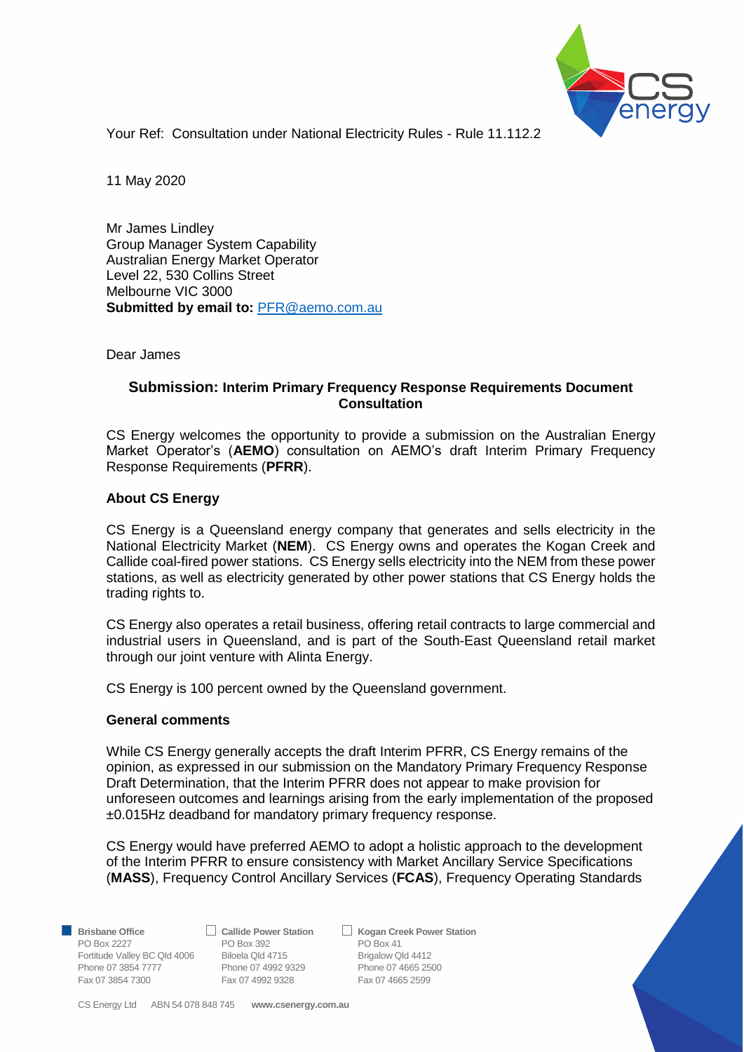Your Ref: Consultation under National Electricity Rules - Rule 11.112.2

11 May 2020

Mr James Lindley
Group Manager System Capability
Australian Energy Market Operator
Level 22, 530 Collins Street
Melbourne VIC 3000
**Submitted by email to:** PFR@aemo.com.au

Dear James

## Submission: Interim Primary Frequency Response Requirements Document Consultation

CS Energy welcomes the opportunity to provide a submission on the Australian Energy Market Operator's (**AEMO**) consultation on AEMO's draft Interim Primary Frequency Response Requirements (**PFRR**).

### About CS Energy

CS Energy is a Queensland energy company that generates and sells electricity in the National Electricity Market (**NEM**). CS Energy owns and operates the Kogan Creek and Callide coal-fired power stations. CS Energy sells electricity into the NEM from these power stations, as well as electricity generated by other power stations that CS Energy holds the trading rights to.

CS Energy also operates a retail business, offering retail contracts to large commercial and industrial users in Queensland, and is part of the South-East Queensland retail market through our joint venture with Alinta Energy.

CS Energy is 100 percent owned by the Queensland government.

### General comments

While CS Energy generally accepts the draft Interim PFRR, CS Energy remains of the opinion, as expressed in our submission on the Mandatory Primary Frequency Response Draft Determination, that the Interim PFRR does not appear to make provision for unforeseen outcomes and learnings arising from the early implementation of the proposed ±0.015Hz deadband for mandatory primary frequency response.

CS Energy would have preferred AEMO to adopt a holistic approach to the development of the Interim PFRR to ensure consistency with Market Ancillary Service Specifications (**MASS**), Frequency Control Ancillary Services (**FCAS**), Frequency Operating Standards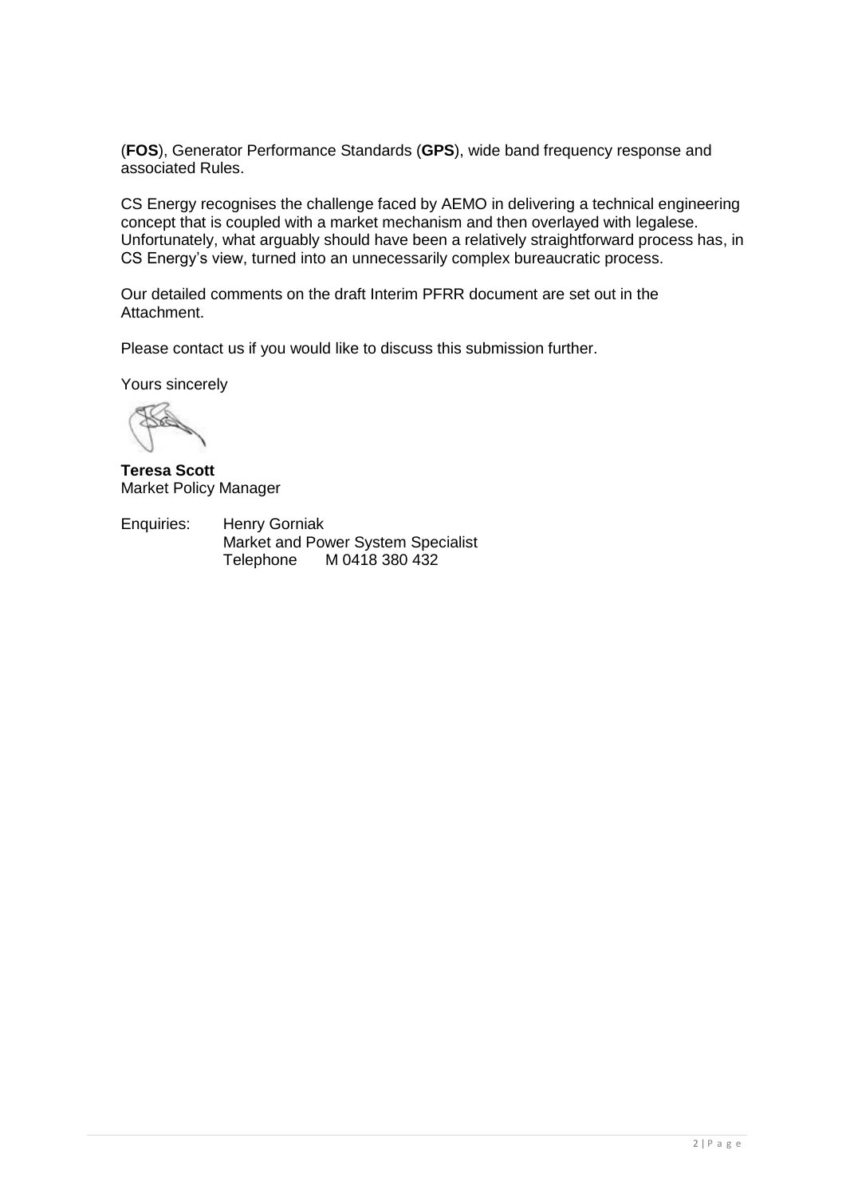(**FOS**), Generator Performance Standards (**GPS**), wide band frequency response and associated Rules.

CS Energy recognises the challenge faced by AEMO in delivering a technical engineering concept that is coupled with a market mechanism and then overlayed with legalese. Unfortunately, what arguably should have been a relatively straightforward process has, in CS Energy's view, turned into an unnecessarily complex bureaucratic process.

Our detailed comments on the draft Interim PFRR document are set out in the Attachment.

Please contact us if you would like to discuss this submission further.

Yours sincerely

**Teresa Scott**
Market Policy Manager

Enquiries: Henry Gorniak
Market and Power System Specialist
Telephone M 0418 380 432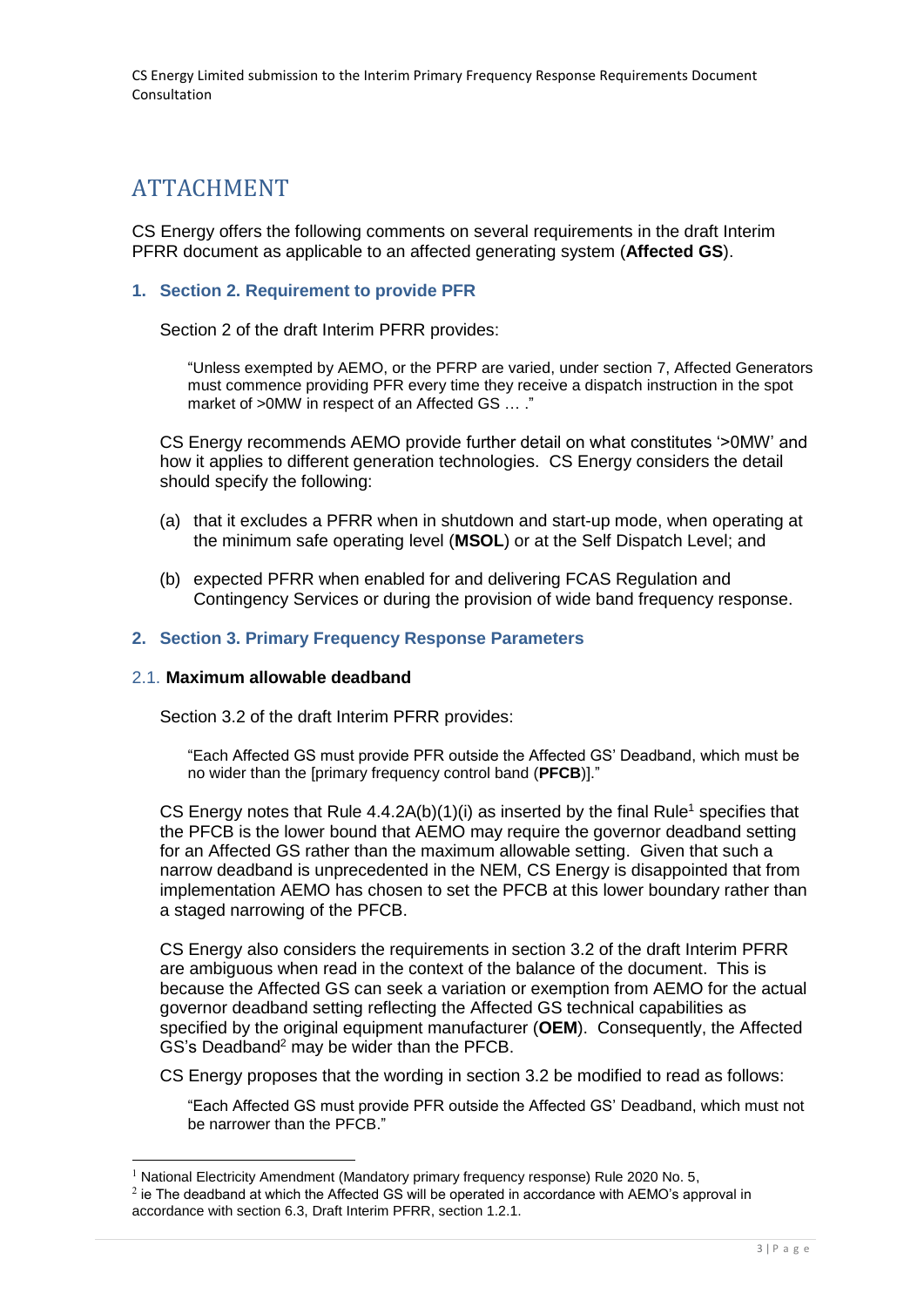# ATTACHMENT

CS Energy offers the following comments on several requirements in the draft Interim PFRR document as applicable to an affected generating system (**Affected GS**).

## 1. Section 2. Requirement to provide PFR

Section 2 of the draft Interim PFRR provides:

> "Unless exempted by AEMO, or the PFRP are varied, under section 7, Affected Generators must commence providing PFR every time they receive a dispatch instruction in the spot market of >0MW in respect of an Affected GS … ."

CS Energy recommends AEMO provide further detail on what constitutes '>0MW' and how it applies to different generation technologies. CS Energy considers the detail should specify the following:

(a) that it excludes a PFRR when in shutdown and start-up mode, when operating at the minimum safe operating level (**MSOL**) or at the Self Dispatch Level; and

(b) expected PFRR when enabled for and delivering FCAS Regulation and Contingency Services or during the provision of wide band frequency response.

## 2. Section 3. Primary Frequency Response Parameters

### 2.1. Maximum allowable deadband

Section 3.2 of the draft Interim PFRR provides:

> "Each Affected GS must provide PFR outside the Affected GS' Deadband, which must be no wider than the [primary frequency control band (**PFCB**)]."

CS Energy notes that Rule 4.4.2A(b)(1)(i) as inserted by the final Rule[1] specifies that the PFCB is the lower bound that AEMO may require the governor deadband setting for an Affected GS rather than the maximum allowable setting. Given that such a narrow deadband is unprecedented in the NEM, CS Energy is disappointed that from implementation AEMO has chosen to set the PFCB at this lower boundary rather than a staged narrowing of the PFCB.

CS Energy also considers the requirements in section 3.2 of the draft Interim PFRR are ambiguous when read in the context of the balance of the document. This is because the Affected GS can seek a variation or exemption from AEMO for the actual governor deadband setting reflecting the Affected GS technical capabilities as specified by the original equipment manufacturer (**OEM**). Consequently, the Affected GS's Deadband[2] may be wider than the PFCB.

CS Energy proposes that the wording in section 3.2 be modified to read as follows:

> "Each Affected GS must provide PFR outside the Affected GS' Deadband, which must not be narrower than the PFCB."

---

[1] National Electricity Amendment (Mandatory primary frequency response) Rule 2020 No. 5,

[2] ie The deadband at which the Affected GS will be operated in accordance with AEMO's approval in accordance with section 6.3, Draft Interim PFRR, section 1.2.1.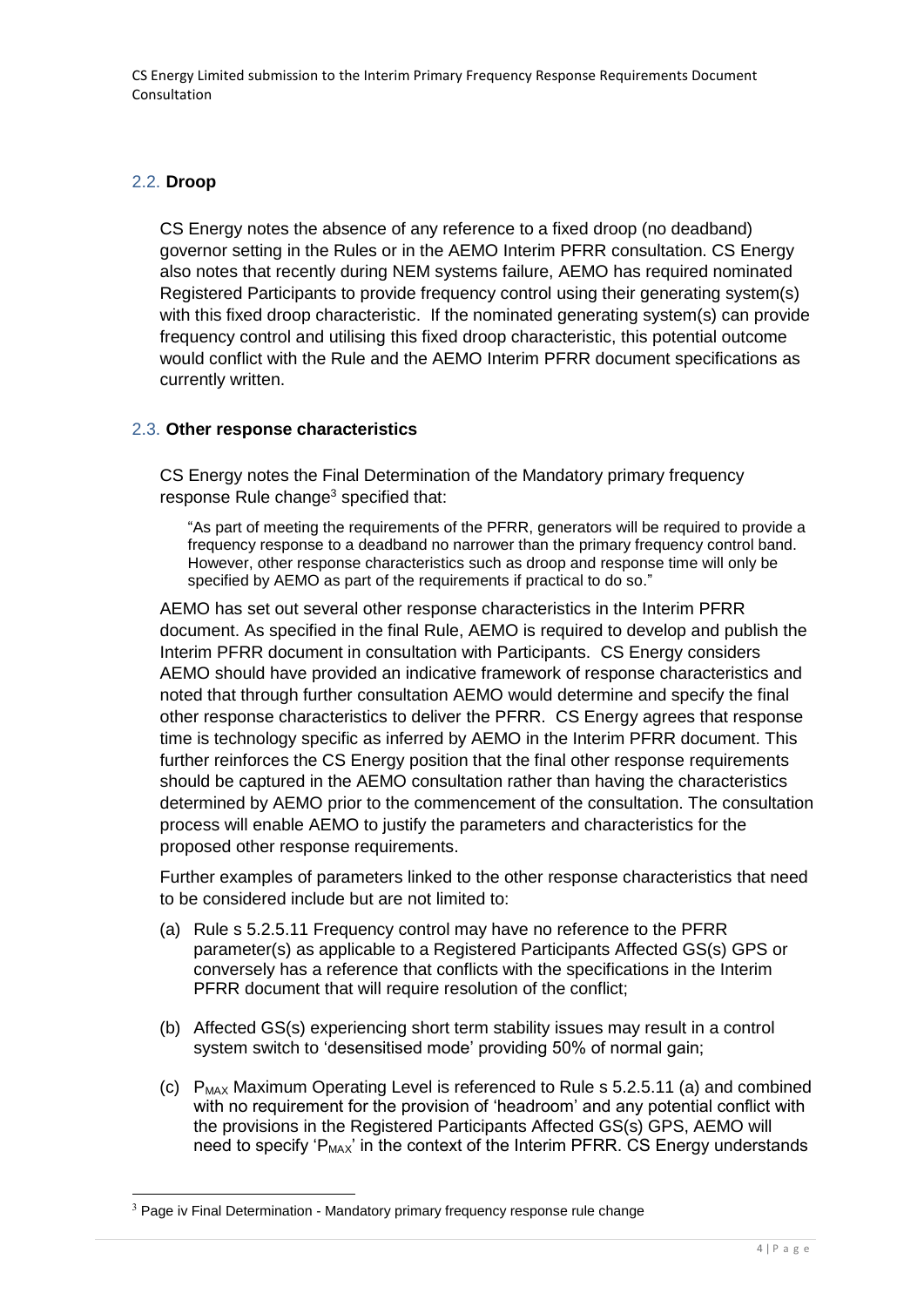## 2.2. **Droop**

CS Energy notes the absence of any reference to a fixed droop (no deadband) governor setting in the Rules or in the AEMO Interim PFRR consultation. CS Energy also notes that recently during NEM systems failure, AEMO has required nominated Registered Participants to provide frequency control using their generating system(s) with this fixed droop characteristic. If the nominated generating system(s) can provide frequency control and utilising this fixed droop characteristic, this potential outcome would conflict with the Rule and the AEMO Interim PFRR document specifications as currently written.

## 2.3. **Other response characteristics**

CS Energy notes the Final Determination of the Mandatory primary frequency response Rule change[3] specified that:

> "As part of meeting the requirements of the PFRR, generators will be required to provide a frequency response to a deadband no narrower than the primary frequency control band. However, other response characteristics such as droop and response time will only be specified by AEMO as part of the requirements if practical to do so."

AEMO has set out several other response characteristics in the Interim PFRR document. As specified in the final Rule, AEMO is required to develop and publish the Interim PFRR document in consultation with Participants. CS Energy considers AEMO should have provided an indicative framework of response characteristics and noted that through further consultation AEMO would determine and specify the final other response characteristics to deliver the PFRR. CS Energy agrees that response time is technology specific as inferred by AEMO in the Interim PFRR document. This further reinforces the CS Energy position that the final other response requirements should be captured in the AEMO consultation rather than having the characteristics determined by AEMO prior to the commencement of the consultation. The consultation process will enable AEMO to justify the parameters and characteristics for the proposed other response requirements.

Further examples of parameters linked to the other response characteristics that need to be considered include but are not limited to:

(a) Rule s 5.2.5.11 Frequency control may have no reference to the PFRR parameter(s) as applicable to a Registered Participants Affected GS(s) GPS or conversely has a reference that conflicts with the specifications in the Interim PFRR document that will require resolution of the conflict;

(b) Affected GS(s) experiencing short term stability issues may result in a control system switch to 'desensitised mode' providing 50% of normal gain;

(c) $P_{MAX}$ Maximum Operating Level is referenced to Rule s 5.2.5.11 (a) and combined with no requirement for the provision of 'headroom' and any potential conflict with the provisions in the Registered Participants Affected GS(s) GPS, AEMO will need to specify '$P_{MAX}$' in the context of the Interim PFRR. CS Energy understands

[3] Page iv Final Determination - Mandatory primary frequency response rule change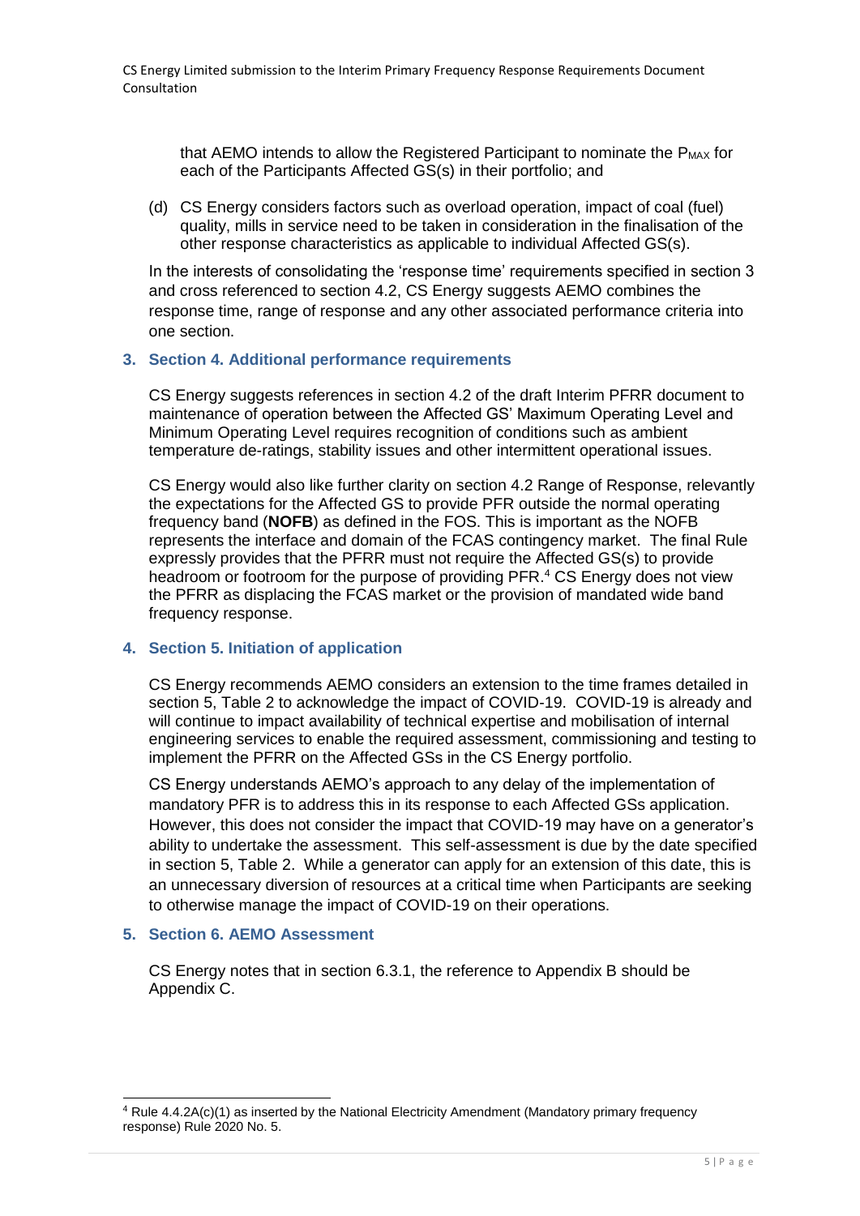that AEMO intends to allow the Registered Participant to nominate the $P_{MAX}$ for each of the Participants Affected GS(s) in their portfolio; and

(d) CS Energy considers factors such as overload operation, impact of coal (fuel) quality, mills in service need to be taken in consideration in the finalisation of the other response characteristics as applicable to individual Affected GS(s).

In the interests of consolidating the 'response time' requirements specified in section 3 and cross referenced to section 4.2, CS Energy suggests AEMO combines the response time, range of response and any other associated performance criteria into one section.

### 3. Section 4. Additional performance requirements

CS Energy suggests references in section 4.2 of the draft Interim PFRR document to maintenance of operation between the Affected GS' Maximum Operating Level and Minimum Operating Level requires recognition of conditions such as ambient temperature de-ratings, stability issues and other intermittent operational issues.

CS Energy would also like further clarity on section 4.2 Range of Response, relevantly the expectations for the Affected GS to provide PFR outside the normal operating frequency band (**NOFB**) as defined in the FOS. This is important as the NOFB represents the interface and domain of the FCAS contingency market. The final Rule expressly provides that the PFRR must not require the Affected GS(s) to provide headroom or footroom for the purpose of providing PFR.[4] CS Energy does not view the PFRR as displacing the FCAS market or the provision of mandated wide band frequency response.

### 4. Section 5. Initiation of application

CS Energy recommends AEMO considers an extension to the time frames detailed in section 5, Table 2 to acknowledge the impact of COVID-19. COVID-19 is already and will continue to impact availability of technical expertise and mobilisation of internal engineering services to enable the required assessment, commissioning and testing to implement the PFRR on the Affected GSs in the CS Energy portfolio.

CS Energy understands AEMO's approach to any delay of the implementation of mandatory PFR is to address this in its response to each Affected GSs application. However, this does not consider the impact that COVID-19 may have on a generator's ability to undertake the assessment. This self-assessment is due by the date specified in section 5, Table 2. While a generator can apply for an extension of this date, this is an unnecessary diversion of resources at a critical time when Participants are seeking to otherwise manage the impact of COVID-19 on their operations.

### 5. Section 6. AEMO Assessment

CS Energy notes that in section 6.3.1, the reference to Appendix B should be Appendix C.

---

[4] Rule 4.4.2A(c)(1) as inserted by the National Electricity Amendment (Mandatory primary frequency response) Rule 2020 No. 5.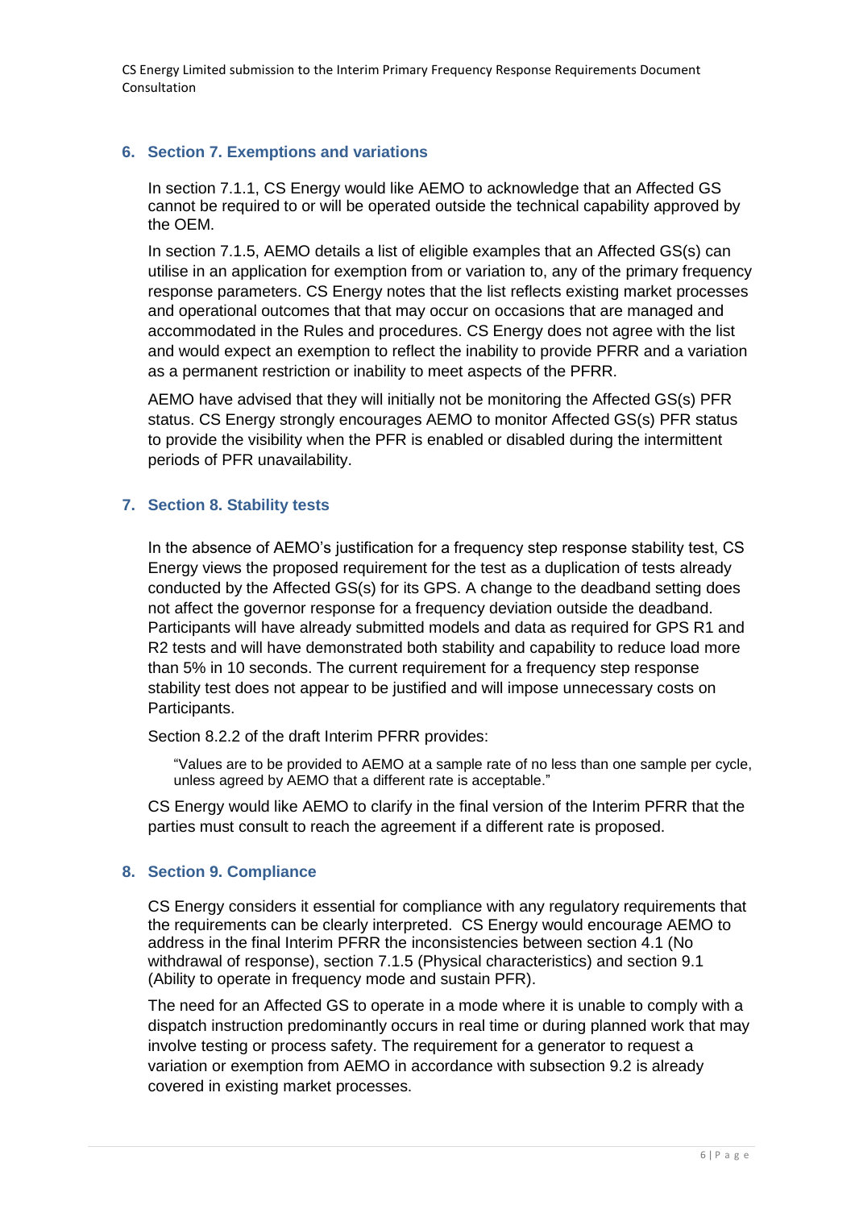## 6. Section 7. Exemptions and variations

In section 7.1.1, CS Energy would like AEMO to acknowledge that an Affected GS cannot be required to or will be operated outside the technical capability approved by the OEM.

In section 7.1.5, AEMO details a list of eligible examples that an Affected GS(s) can utilise in an application for exemption from or variation to, any of the primary frequency response parameters. CS Energy notes that the list reflects existing market processes and operational outcomes that that may occur on occasions that are managed and accommodated in the Rules and procedures. CS Energy does not agree with the list and would expect an exemption to reflect the inability to provide PFRR and a variation as a permanent restriction or inability to meet aspects of the PFRR.

AEMO have advised that they will initially not be monitoring the Affected GS(s) PFR status. CS Energy strongly encourages AEMO to monitor Affected GS(s) PFR status to provide the visibility when the PFR is enabled or disabled during the intermittent periods of PFR unavailability.

## 7. Section 8. Stability tests

In the absence of AEMO's justification for a frequency step response stability test, CS Energy views the proposed requirement for the test as a duplication of tests already conducted by the Affected GS(s) for its GPS. A change to the deadband setting does not affect the governor response for a frequency deviation outside the deadband. Participants will have already submitted models and data as required for GPS R1 and R2 tests and will have demonstrated both stability and capability to reduce load more than 5% in 10 seconds. The current requirement for a frequency step response stability test does not appear to be justified and will impose unnecessary costs on Participants.

Section 8.2.2 of the draft Interim PFRR provides:

> "Values are to be provided to AEMO at a sample rate of no less than one sample per cycle, unless agreed by AEMO that a different rate is acceptable."

CS Energy would like AEMO to clarify in the final version of the Interim PFRR that the parties must consult to reach the agreement if a different rate is proposed.

## 8. Section 9. Compliance

CS Energy considers it essential for compliance with any regulatory requirements that the requirements can be clearly interpreted. CS Energy would encourage AEMO to address in the final Interim PFRR the inconsistencies between section 4.1 (No withdrawal of response), section 7.1.5 (Physical characteristics) and section 9.1 (Ability to operate in frequency mode and sustain PFR).

The need for an Affected GS to operate in a mode where it is unable to comply with a dispatch instruction predominantly occurs in real time or during planned work that may involve testing or process safety. The requirement for a generator to request a variation or exemption from AEMO in accordance with subsection 9.2 is already covered in existing market processes.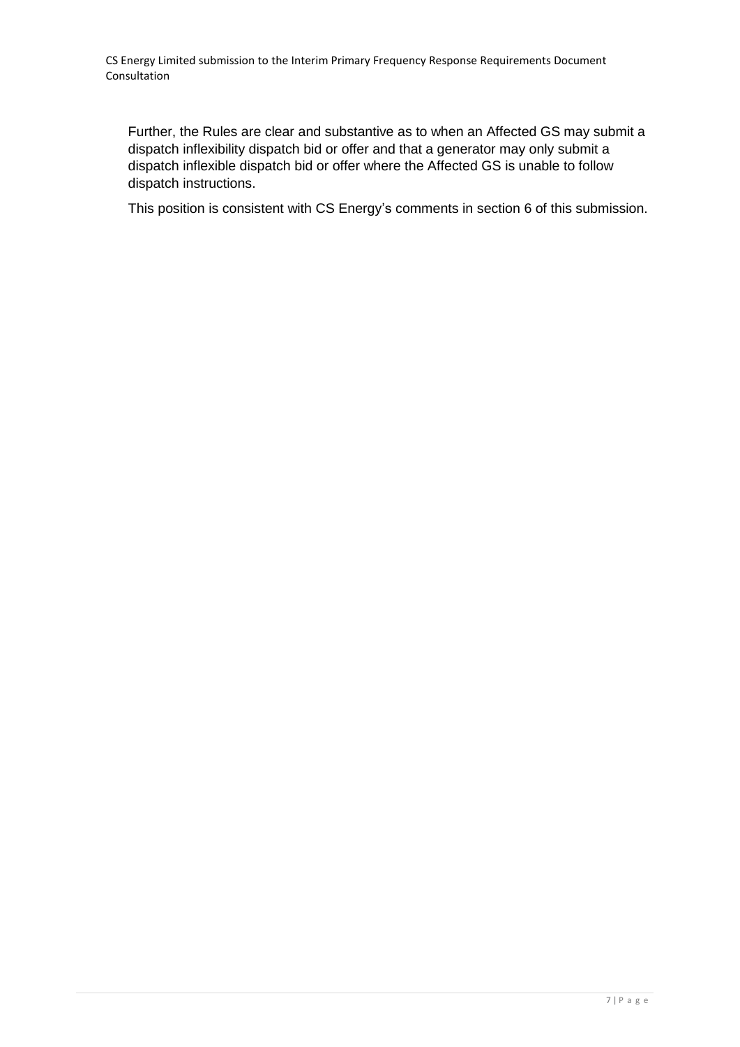Further, the Rules are clear and substantive as to when an Affected GS may submit a dispatch inflexibility dispatch bid or offer and that a generator may only submit a dispatch inflexible dispatch bid or offer where the Affected GS is unable to follow dispatch instructions.

This position is consistent with CS Energy's comments in section 6 of this submission.